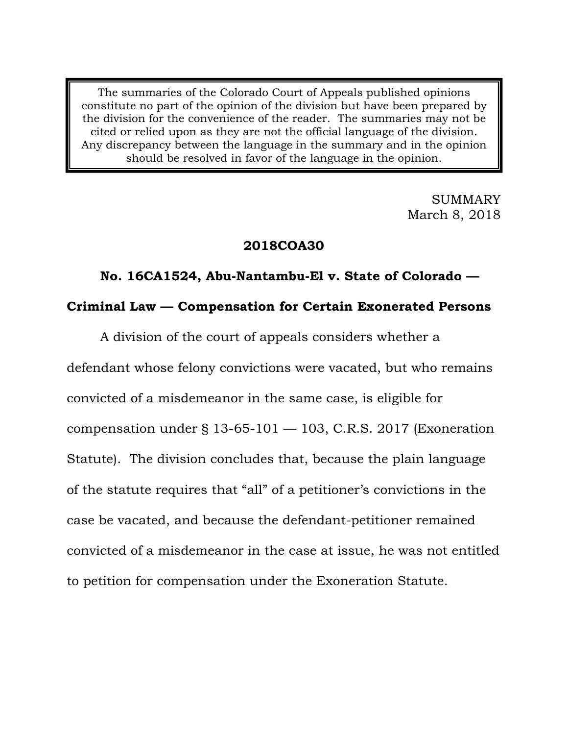The summaries of the Colorado Court of Appeals published opinions constitute no part of the opinion of the division but have been prepared by the division for the convenience of the reader. The summaries may not be cited or relied upon as they are not the official language of the division. Any discrepancy between the language in the summary and in the opinion should be resolved in favor of the language in the opinion.

SUMMARY
March 8, 2018

**2018COA30**

**No. 16CA1524, Abu-Nantambu-El v. State of Colorado — Criminal Law — Compensation for Certain Exonerated Persons**

A division of the court of appeals considers whether a defendant whose felony convictions were vacated, but who remains convicted of a misdemeanor in the same case, is eligible for compensation under § 13-65-101 — 103, C.R.S. 2017 (Exoneration Statute). The division concludes that, because the plain language of the statute requires that "all" of a petitioner's convictions in the case be vacated, and because the defendant-petitioner remained convicted of a misdemeanor in the case at issue, he was not entitled to petition for compensation under the Exoneration Statute.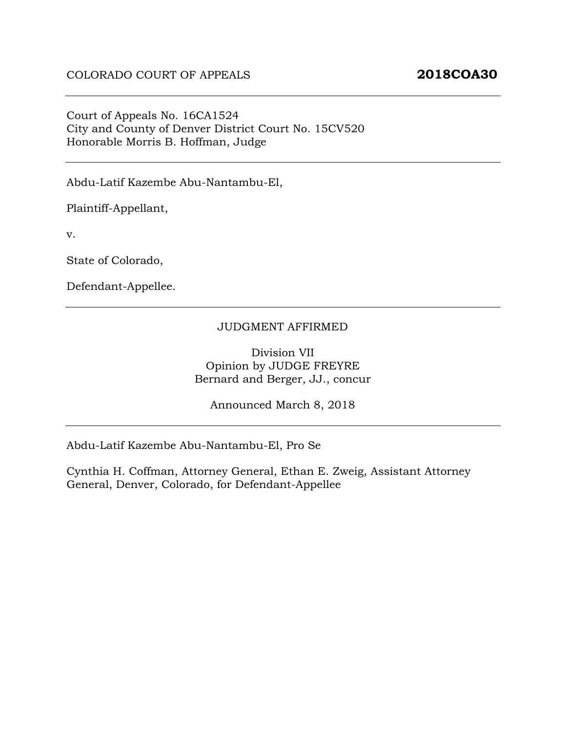COLORADO COURT OF APPEALS **2018COA30**

---

Court of Appeals No. 16CA1524
City and County of Denver District Court No. 15CV520
Honorable Morris B. Hoffman, Judge

---

Abdu-Latif Kazembe Abu-Nantambu-El,

Plaintiff-Appellant,

v.

State of Colorado,

Defendant-Appellee.

---

JUDGMENT AFFIRMED

Division VII
Opinion by JUDGE FREYRE
Bernard and Berger, JJ., concur

Announced March 8, 2018

---

Abdu-Latif Kazembe Abu-Nantambu-El, Pro Se

Cynthia H. Coffman, Attorney General, Ethan E. Zweig, Assistant Attorney General, Denver, Colorado, for Defendant-Appellee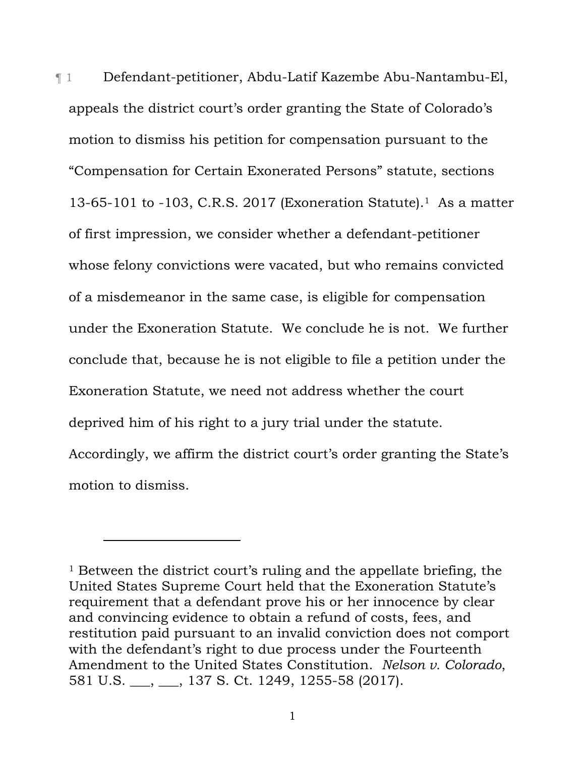¶ 1 Defendant-petitioner, Abdu-Latif Kazembe Abu-Nantambu-El, appeals the district court's order granting the State of Colorado's motion to dismiss his petition for compensation pursuant to the "Compensation for Certain Exonerated Persons" statute, sections 13-65-101 to -103, C.R.S. 2017 (Exoneration Statute).[1] As a matter of first impression, we consider whether a defendant-petitioner whose felony convictions were vacated, but who remains convicted of a misdemeanor in the same case, is eligible for compensation under the Exoneration Statute. We conclude he is not. We further conclude that, because he is not eligible to file a petition under the Exoneration Statute, we need not address whether the court deprived him of his right to a jury trial under the statute. Accordingly, we affirm the district court's order granting the State's motion to dismiss.

---

[1] Between the district court's ruling and the appellate briefing, the United States Supreme Court held that the Exoneration Statute's requirement that a defendant prove his or her innocence by clear and convincing evidence to obtain a refund of costs, fees, and restitution paid pursuant to an invalid conviction does not comport with the defendant's right to due process under the Fourteenth Amendment to the United States Constitution. *Nelson v. Colorado*, 581 U.S. ___, ___, 137 S. Ct. 1249, 1255-58 (2017).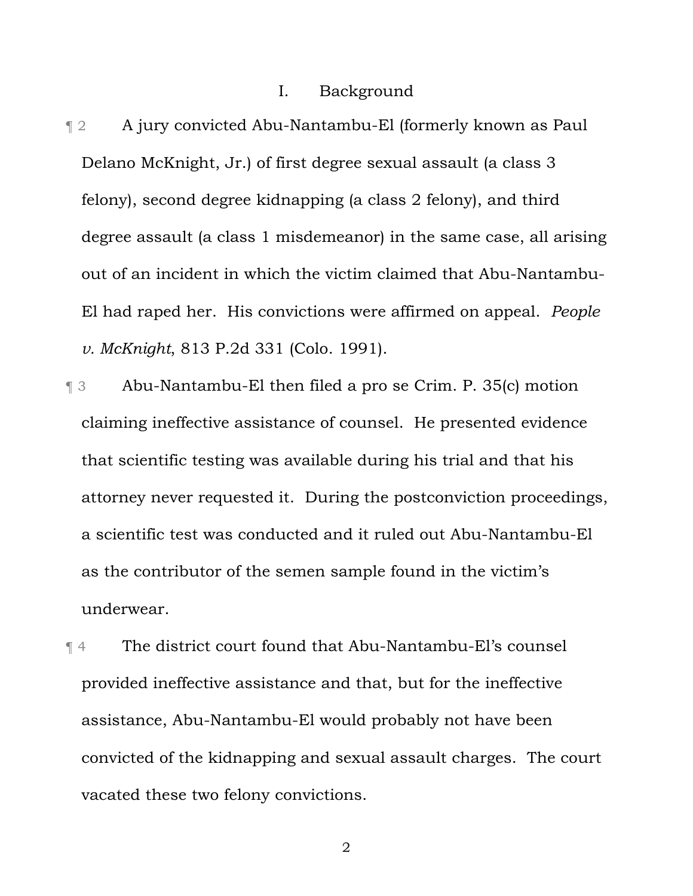## I. Background

¶ 2 A jury convicted Abu-Nantambu-El (formerly known as Paul Delano McKnight, Jr.) of first degree sexual assault (a class 3 felony), second degree kidnapping (a class 2 felony), and third degree assault (a class 1 misdemeanor) in the same case, all arising out of an incident in which the victim claimed that Abu-Nantambu-El had raped her. His convictions were affirmed on appeal. *People v. McKnight*, 813 P.2d 331 (Colo. 1991).

¶ 3 Abu-Nantambu-El then filed a pro se Crim. P. 35(c) motion claiming ineffective assistance of counsel. He presented evidence that scientific testing was available during his trial and that his attorney never requested it. During the postconviction proceedings, a scientific test was conducted and it ruled out Abu-Nantambu-El as the contributor of the semen sample found in the victim's underwear.

¶ 4 The district court found that Abu-Nantambu-El's counsel provided ineffective assistance and that, but for the ineffective assistance, Abu-Nantambu-El would probably not have been convicted of the kidnapping and sexual assault charges. The court vacated these two felony convictions.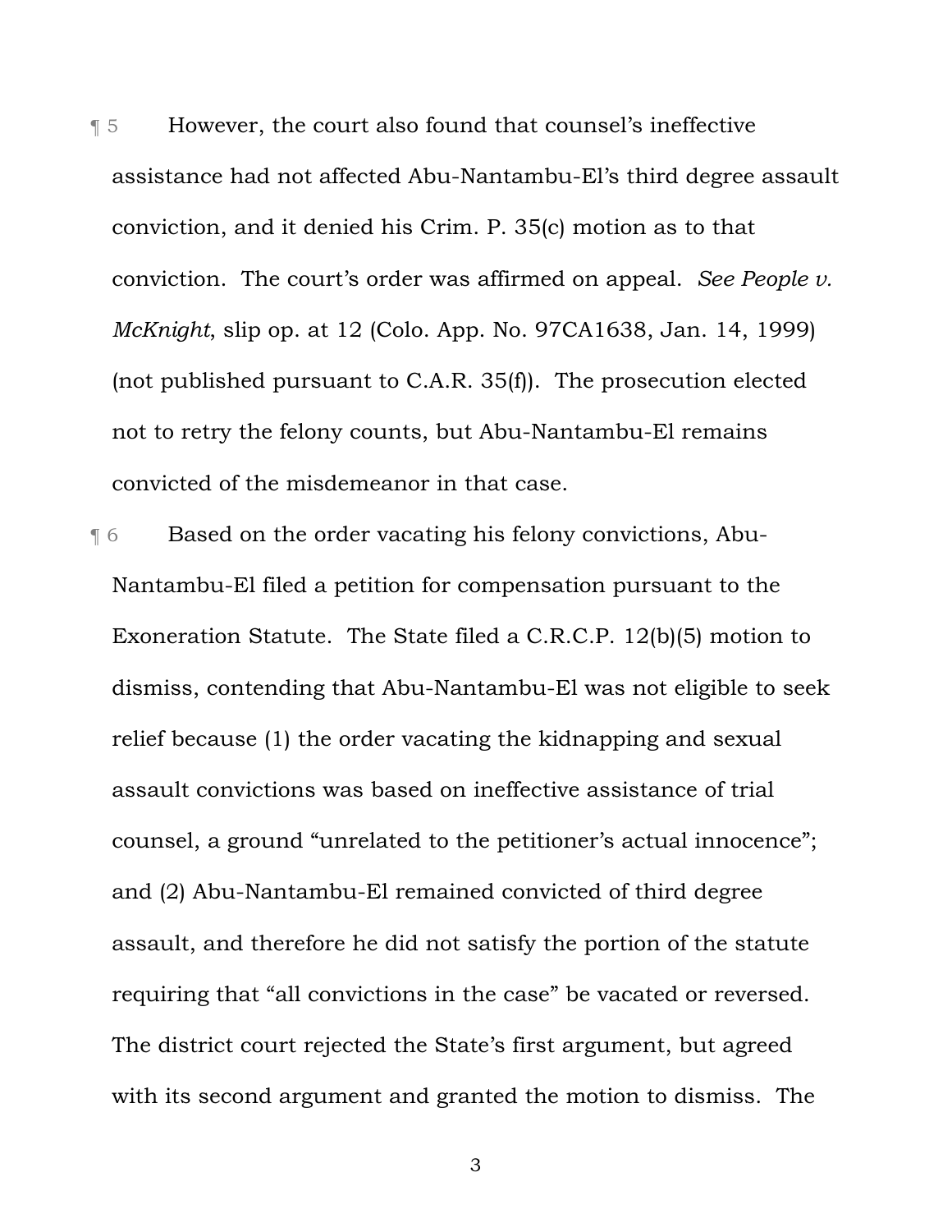¶ 5 However, the court also found that counsel's ineffective assistance had not affected Abu-Nantambu-El's third degree assault conviction, and it denied his Crim. P. 35(c) motion as to that conviction. The court's order was affirmed on appeal. *See People v. McKnight*, slip op. at 12 (Colo. App. No. 97CA1638, Jan. 14, 1999) (not published pursuant to C.A.R. 35(f)). The prosecution elected not to retry the felony counts, but Abu-Nantambu-El remains convicted of the misdemeanor in that case.

¶ 6 Based on the order vacating his felony convictions, Abu-Nantambu-El filed a petition for compensation pursuant to the Exoneration Statute. The State filed a C.R.C.P. 12(b)(5) motion to dismiss, contending that Abu-Nantambu-El was not eligible to seek relief because (1) the order vacating the kidnapping and sexual assault convictions was based on ineffective assistance of trial counsel, a ground "unrelated to the petitioner's actual innocence"; and (2) Abu-Nantambu-El remained convicted of third degree assault, and therefore he did not satisfy the portion of the statute requiring that "all convictions in the case" be vacated or reversed. The district court rejected the State's first argument, but agreed with its second argument and granted the motion to dismiss. The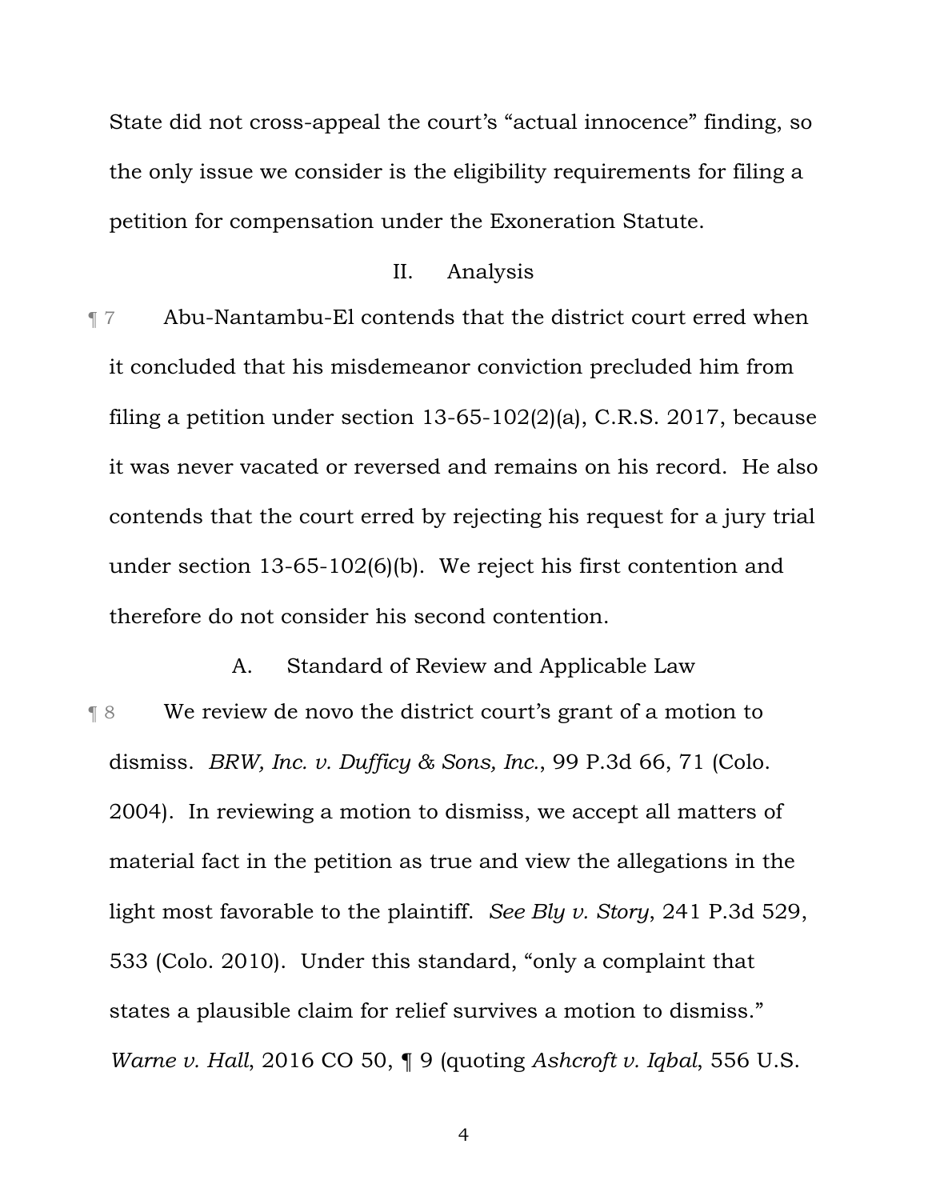State did not cross-appeal the court's "actual innocence" finding, so the only issue we consider is the eligibility requirements for filing a petition for compensation under the Exoneration Statute.

## II. Analysis

¶ 7 Abu-Nantambu-El contends that the district court erred when it concluded that his misdemeanor conviction precluded him from filing a petition under section 13-65-102(2)(a), C.R.S. 2017, because it was never vacated or reversed and remains on his record. He also contends that the court erred by rejecting his request for a jury trial under section 13-65-102(6)(b). We reject his first contention and therefore do not consider his second contention.

### A. Standard of Review and Applicable Law

¶ 8 We review de novo the district court's grant of a motion to dismiss. *BRW, Inc. v. Dufficy & Sons, Inc.*, 99 P.3d 66, 71 (Colo. 2004). In reviewing a motion to dismiss, we accept all matters of material fact in the petition as true and view the allegations in the light most favorable to the plaintiff. *See Bly v. Story*, 241 P.3d 529, 533 (Colo. 2010). Under this standard, "only a complaint that states a plausible claim for relief survives a motion to dismiss." *Warne v. Hall*, 2016 CO 50, ¶ 9 (quoting *Ashcroft v. Iqbal*, 556 U.S.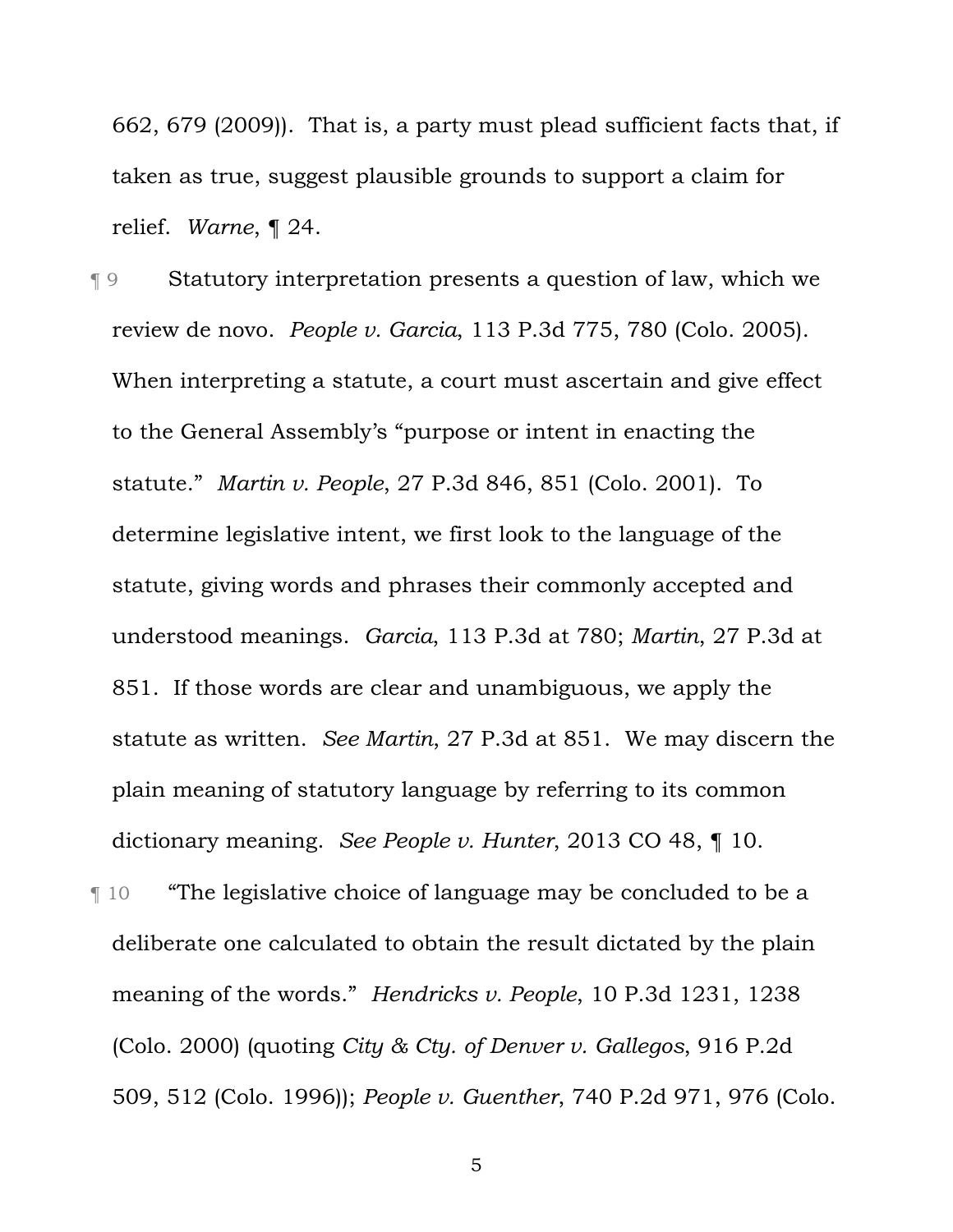662, 679 (2009)). That is, a party must plead sufficient facts that, if taken as true, suggest plausible grounds to support a claim for relief. *Warne*, ¶ 24.

¶ 9 Statutory interpretation presents a question of law, which we review de novo. *People v. Garcia*, 113 P.3d 775, 780 (Colo. 2005). When interpreting a statute, a court must ascertain and give effect to the General Assembly's "purpose or intent in enacting the statute." *Martin v. People*, 27 P.3d 846, 851 (Colo. 2001). To determine legislative intent, we first look to the language of the statute, giving words and phrases their commonly accepted and understood meanings. *Garcia*, 113 P.3d at 780; *Martin*, 27 P.3d at 851. If those words are clear and unambiguous, we apply the statute as written. *See Martin*, 27 P.3d at 851. We may discern the plain meaning of statutory language by referring to its common dictionary meaning. *See People v. Hunter*, 2013 CO 48, ¶ 10.

¶ 10 "The legislative choice of language may be concluded to be a deliberate one calculated to obtain the result dictated by the plain meaning of the words." *Hendricks v. People*, 10 P.3d 1231, 1238 (Colo. 2000) (quoting *City & Cty. of Denver v. Gallegos*, 916 P.2d 509, 512 (Colo. 1996)); *People v. Guenther*, 740 P.2d 971, 976 (Colo.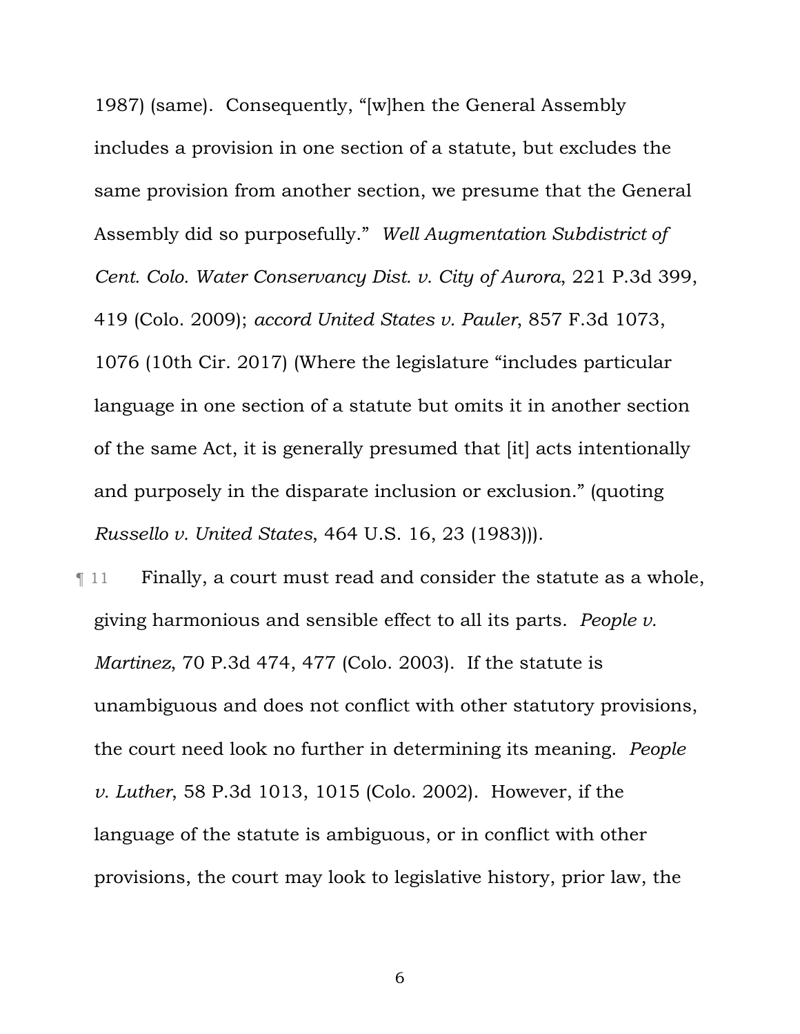1987) (same). Consequently, "[w]hen the General Assembly includes a provision in one section of a statute, but excludes the same provision from another section, we presume that the General Assembly did so purposefully." *Well Augmentation Subdistrict of Cent. Colo. Water Conservancy Dist. v. City of Aurora*, 221 P.3d 399, 419 (Colo. 2009); *accord United States v. Pauler*, 857 F.3d 1073, 1076 (10th Cir. 2017) (Where the legislature "includes particular language in one section of a statute but omits it in another section of the same Act, it is generally presumed that [it] acts intentionally and purposely in the disparate inclusion or exclusion." (quoting *Russello v. United States*, 464 U.S. 16, 23 (1983))).

¶ 11 Finally, a court must read and consider the statute as a whole, giving harmonious and sensible effect to all its parts. *People v. Martinez*, 70 P.3d 474, 477 (Colo. 2003). If the statute is unambiguous and does not conflict with other statutory provisions, the court need look no further in determining its meaning. *People v. Luther*, 58 P.3d 1013, 1015 (Colo. 2002). However, if the language of the statute is ambiguous, or in conflict with other provisions, the court may look to legislative history, prior law, the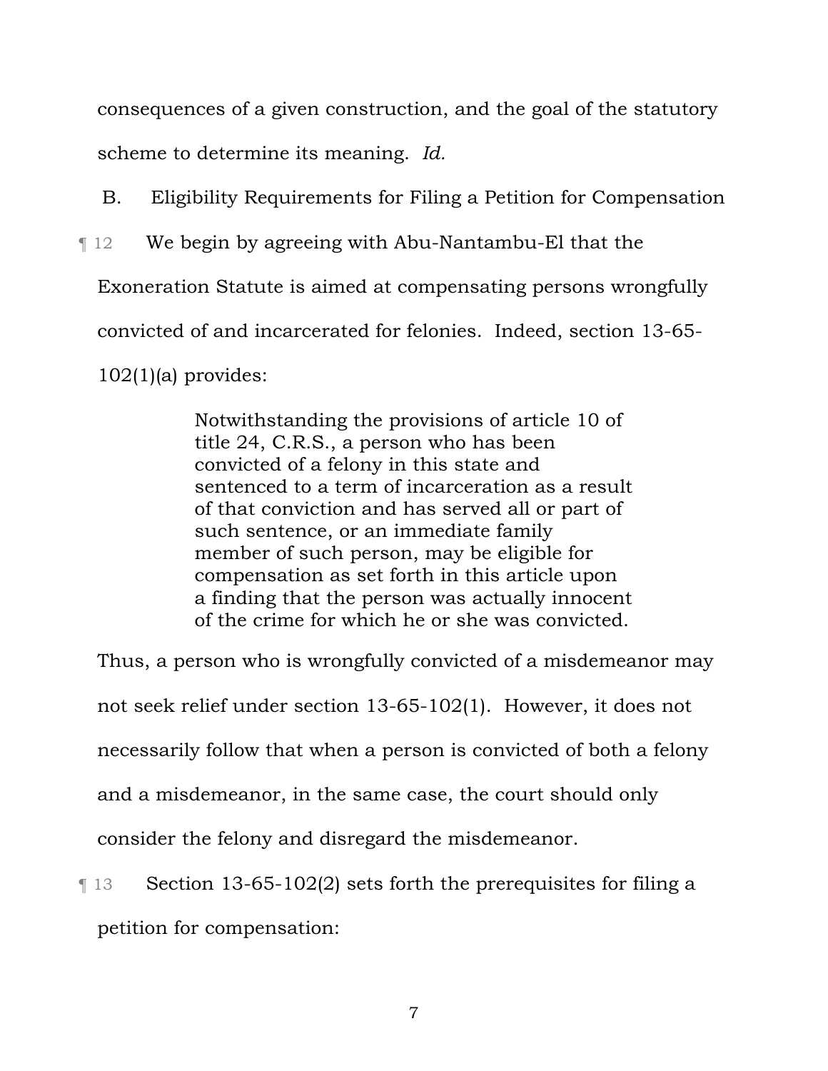consequences of a given construction, and the goal of the statutory scheme to determine its meaning. *Id.*

### B. Eligibility Requirements for Filing a Petition for Compensation

¶ 12 We begin by agreeing with Abu-Nantambu-El that the Exoneration Statute is aimed at compensating persons wrongfully convicted of and incarcerated for felonies. Indeed, section 13-65-102(1)(a) provides:

> Notwithstanding the provisions of article 10 of title 24, C.R.S., a person who has been convicted of a felony in this state and sentenced to a term of incarceration as a result of that conviction and has served all or part of such sentence, or an immediate family member of such person, may be eligible for compensation as set forth in this article upon a finding that the person was actually innocent of the crime for which he or she was convicted.

Thus, a person who is wrongfully convicted of a misdemeanor may not seek relief under section 13-65-102(1). However, it does not necessarily follow that when a person is convicted of both a felony and a misdemeanor, in the same case, the court should only consider the felony and disregard the misdemeanor.

¶ 13 Section 13-65-102(2) sets forth the prerequisites for filing a petition for compensation: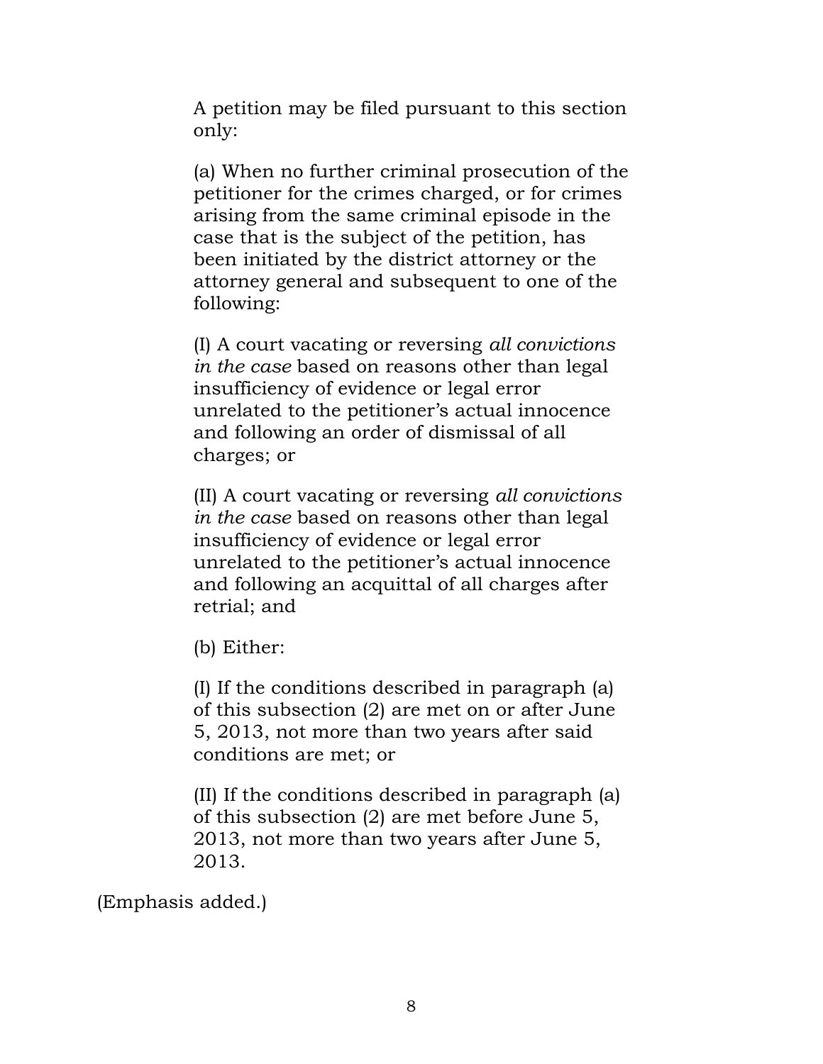A petition may be filed pursuant to this section only:

(a) When no further criminal prosecution of the petitioner for the crimes charged, or for crimes arising from the same criminal episode in the case that is the subject of the petition, has been initiated by the district attorney or the attorney general and subsequent to one of the following:

(I) A court vacating or reversing *all convictions in the case* based on reasons other than legal insufficiency of evidence or legal error unrelated to the petitioner's actual innocence and following an order of dismissal of all charges; or

(II) A court vacating or reversing *all convictions in the case* based on reasons other than legal insufficiency of evidence or legal error unrelated to the petitioner's actual innocence and following an acquittal of all charges after retrial; and

(b) Either:

(I) If the conditions described in paragraph (a) of this subsection (2) are met on or after June 5, 2013, not more than two years after said conditions are met; or

(II) If the conditions described in paragraph (a) of this subsection (2) are met before June 5, 2013, not more than two years after June 5, 2013.

(Emphasis added.)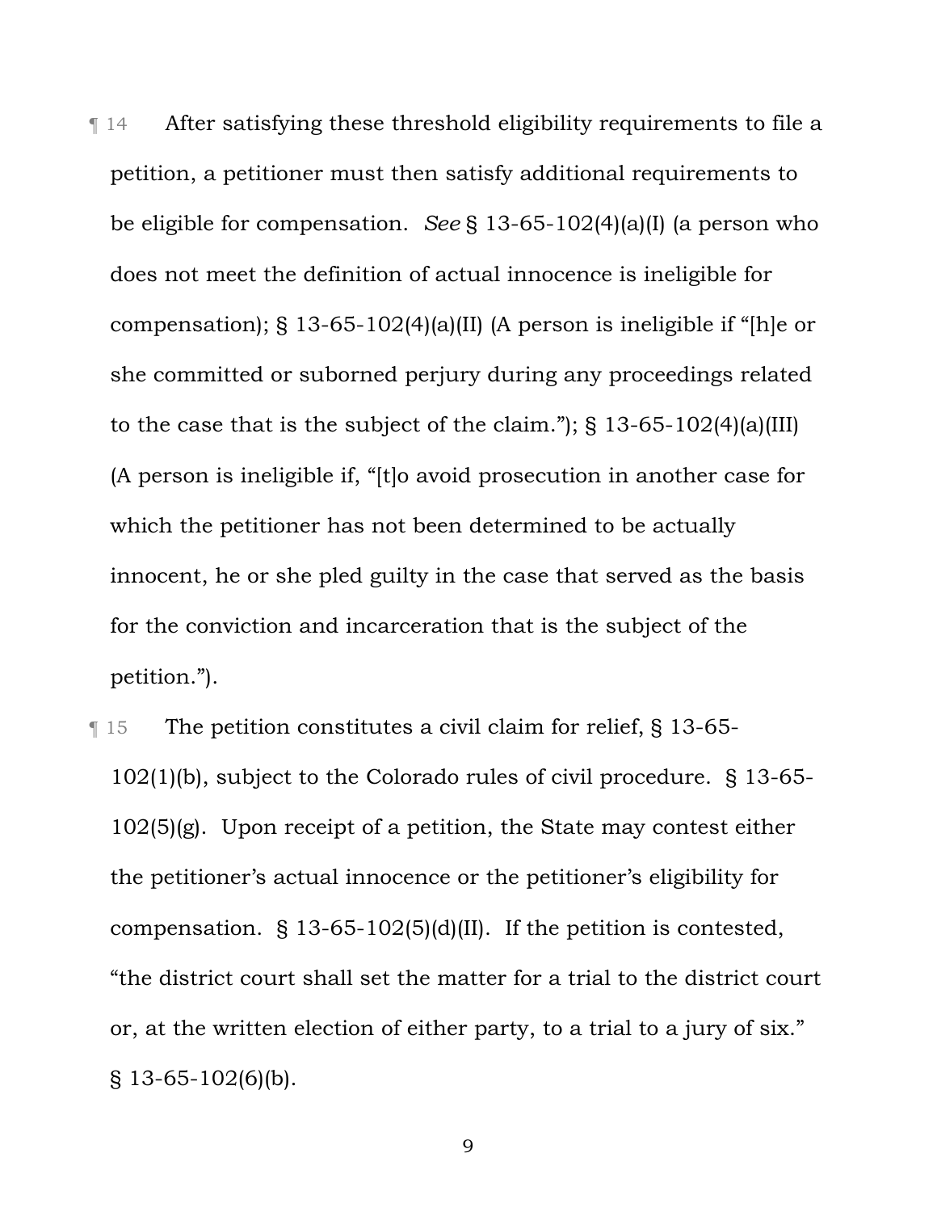¶ 14 After satisfying these threshold eligibility requirements to file a petition, a petitioner must then satisfy additional requirements to be eligible for compensation. *See* § 13-65-102(4)(a)(I) (a person who does not meet the definition of actual innocence is ineligible for compensation); § 13-65-102(4)(a)(II) (A person is ineligible if "[h]e or she committed or suborned perjury during any proceedings related to the case that is the subject of the claim."); § 13-65-102(4)(a)(III) (A person is ineligible if, "[t]o avoid prosecution in another case for which the petitioner has not been determined to be actually innocent, he or she pled guilty in the case that served as the basis for the conviction and incarceration that is the subject of the petition.").

¶ 15 The petition constitutes a civil claim for relief, § 13-65-102(1)(b), subject to the Colorado rules of civil procedure. § 13-65-102(5)(g). Upon receipt of a petition, the State may contest either the petitioner's actual innocence or the petitioner's eligibility for compensation. § 13-65-102(5)(d)(II). If the petition is contested, "the district court shall set the matter for a trial to the district court or, at the written election of either party, to a trial to a jury of six." § 13-65-102(6)(b).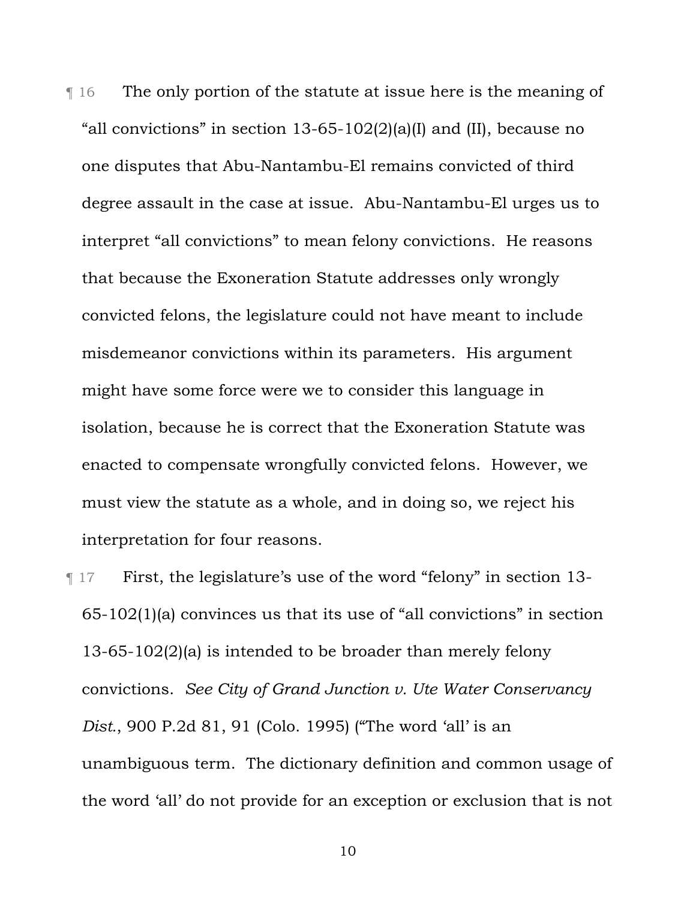¶ 16 The only portion of the statute at issue here is the meaning of "all convictions" in section 13-65-102(2)(a)(I) and (II), because no one disputes that Abu-Nantambu-El remains convicted of third degree assault in the case at issue. Abu-Nantambu-El urges us to interpret "all convictions" to mean felony convictions. He reasons that because the Exoneration Statute addresses only wrongly convicted felons, the legislature could not have meant to include misdemeanor convictions within its parameters. His argument might have some force were we to consider this language in isolation, because he is correct that the Exoneration Statute was enacted to compensate wrongfully convicted felons. However, we must view the statute as a whole, and in doing so, we reject his interpretation for four reasons.

¶ 17 First, the legislature's use of the word "felony" in section 13-65-102(1)(a) convinces us that its use of "all convictions" in section 13-65-102(2)(a) is intended to be broader than merely felony convictions. *See City of Grand Junction v. Ute Water Conservancy Dist.*, 900 P.2d 81, 91 (Colo. 1995) ("The word 'all' is an unambiguous term. The dictionary definition and common usage of the word 'all' do not provide for an exception or exclusion that is not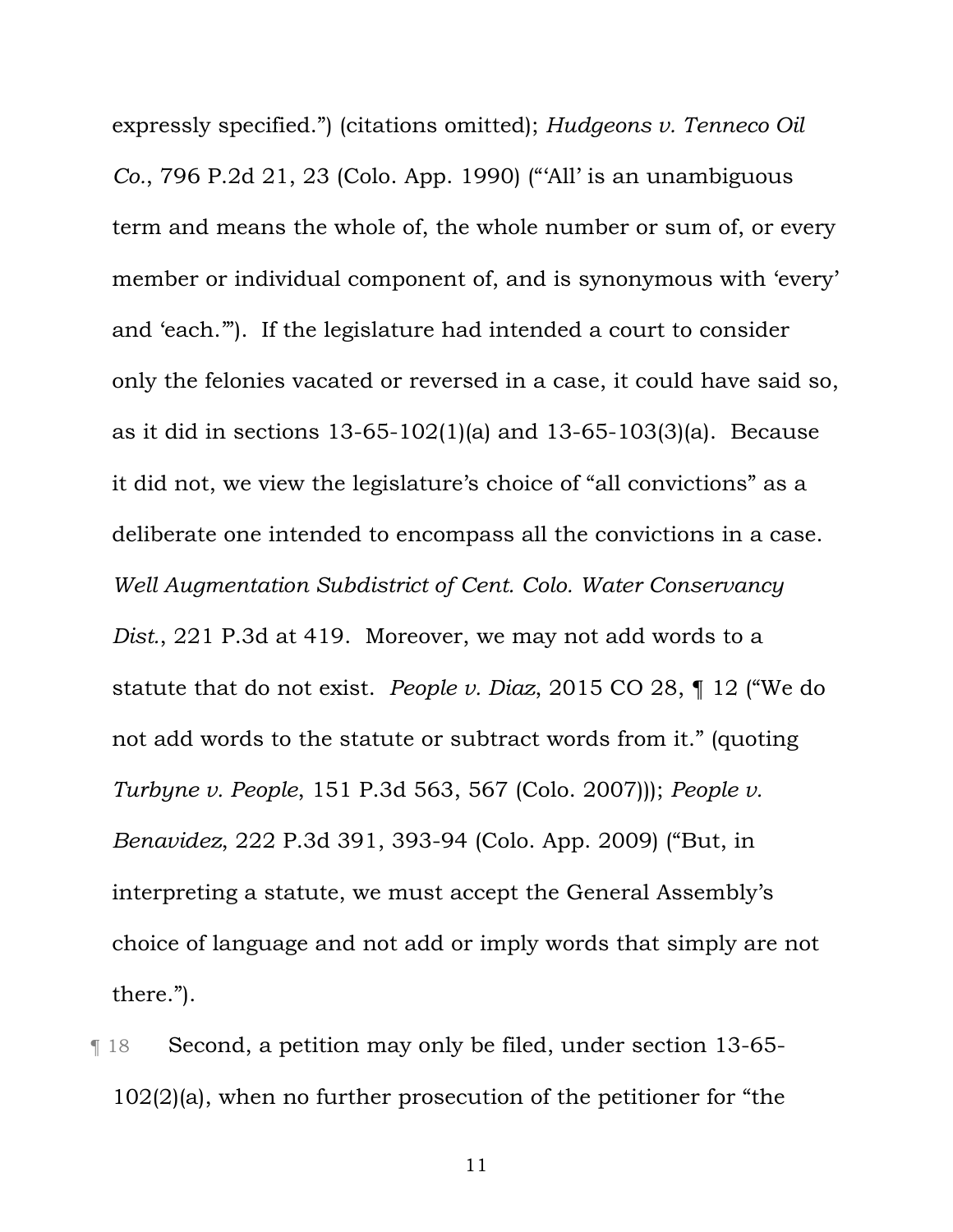expressly specified.") (citations omitted); *Hudgeons v. Tenneco Oil Co.*, 796 P.2d 21, 23 (Colo. App. 1990) ("'All' is an unambiguous term and means the whole of, the whole number or sum of, or every member or individual component of, and is synonymous with 'every' and 'each.'"). If the legislature had intended a court to consider only the felonies vacated or reversed in a case, it could have said so, as it did in sections 13-65-102(1)(a) and 13-65-103(3)(a). Because it did not, we view the legislature's choice of "all convictions" as a deliberate one intended to encompass all the convictions in a case. *Well Augmentation Subdistrict of Cent. Colo. Water Conservancy Dist.*, 221 P.3d at 419. Moreover, we may not add words to a statute that do not exist. *People v. Diaz*, 2015 CO 28, ¶ 12 ("We do not add words to the statute or subtract words from it." (quoting *Turbyne v. People*, 151 P.3d 563, 567 (Colo. 2007))); *People v. Benavidez*, 222 P.3d 391, 393-94 (Colo. App. 2009) ("But, in interpreting a statute, we must accept the General Assembly's choice of language and not add or imply words that simply are not there.").

¶ 18 Second, a petition may only be filed, under section 13-65-102(2)(a), when no further prosecution of the petitioner for "the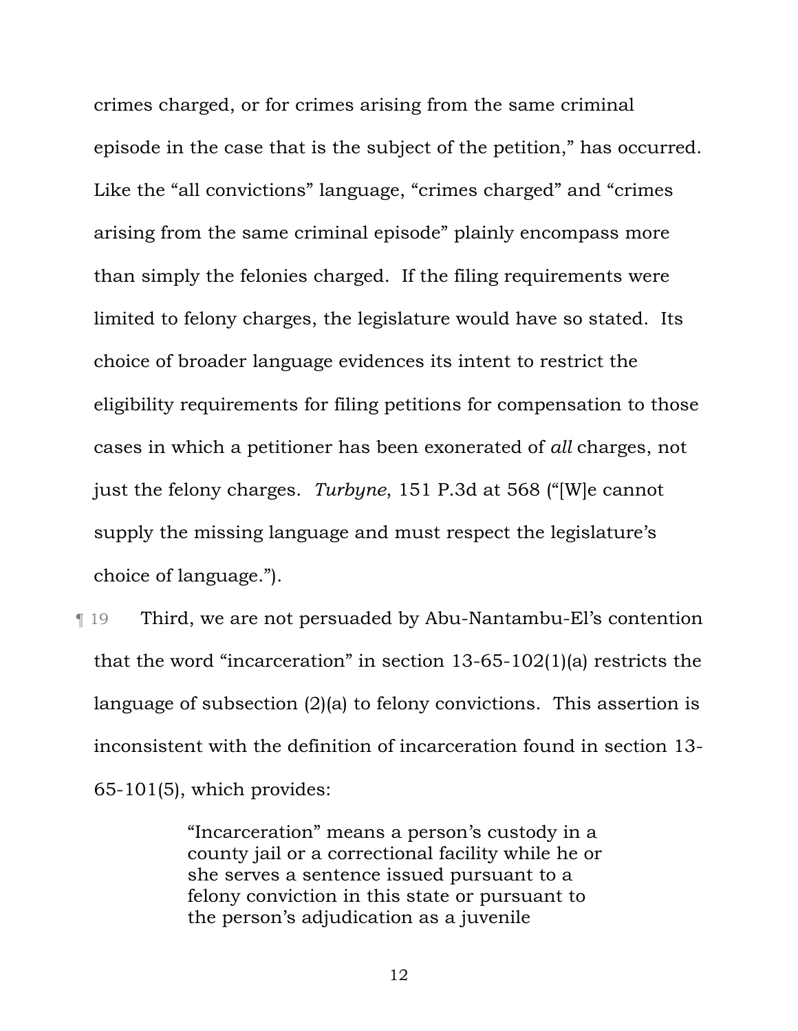crimes charged, or for crimes arising from the same criminal episode in the case that is the subject of the petition," has occurred. Like the "all convictions" language, "crimes charged" and "crimes arising from the same criminal episode" plainly encompass more than simply the felonies charged. If the filing requirements were limited to felony charges, the legislature would have so stated. Its choice of broader language evidences its intent to restrict the eligibility requirements for filing petitions for compensation to those cases in which a petitioner has been exonerated of *all* charges, not just the felony charges. *Turbyne*, 151 P.3d at 568 ("[W]e cannot supply the missing language and must respect the legislature's choice of language.").

¶ 19 Third, we are not persuaded by Abu-Nantambu-El's contention that the word "incarceration" in section 13-65-102(1)(a) restricts the language of subsection (2)(a) to felony convictions. This assertion is inconsistent with the definition of incarceration found in section 13-65-101(5), which provides:

> "Incarceration" means a person's custody in a county jail or a correctional facility while he or she serves a sentence issued pursuant to a felony conviction in this state or pursuant to the person's adjudication as a juvenile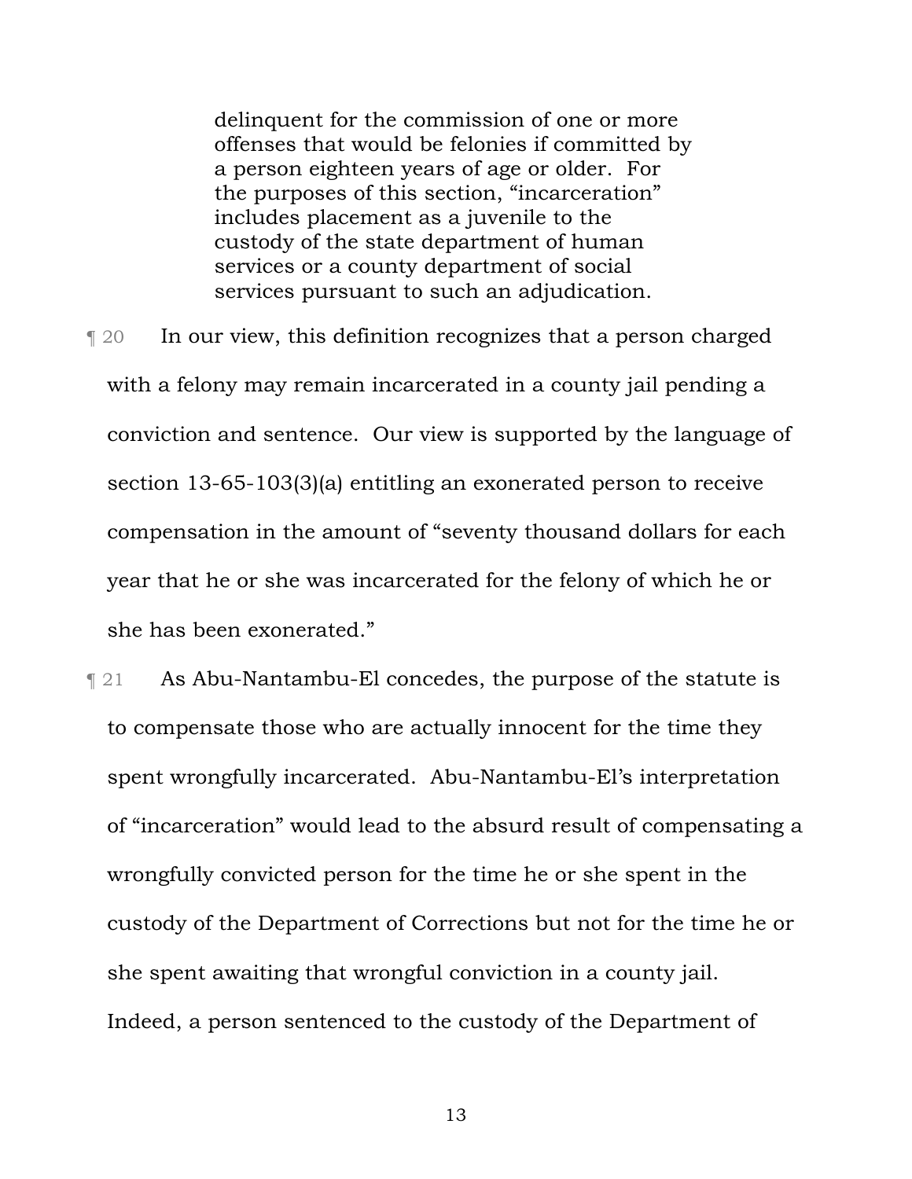> delinquent for the commission of one or more offenses that would be felonies if committed by a person eighteen years of age or older. For the purposes of this section, "incarceration" includes placement as a juvenile to the custody of the state department of human services or a county department of social services pursuant to such an adjudication.

¶ 20 In our view, this definition recognizes that a person charged with a felony may remain incarcerated in a county jail pending a conviction and sentence. Our view is supported by the language of section 13-65-103(3)(a) entitling an exonerated person to receive compensation in the amount of "seventy thousand dollars for each year that he or she was incarcerated for the felony of which he or she has been exonerated."

¶ 21 As Abu-Nantambu-El concedes, the purpose of the statute is to compensate those who are actually innocent for the time they spent wrongfully incarcerated. Abu-Nantambu-El's interpretation of "incarceration" would lead to the absurd result of compensating a wrongfully convicted person for the time he or she spent in the custody of the Department of Corrections but not for the time he or she spent awaiting that wrongful conviction in a county jail. Indeed, a person sentenced to the custody of the Department of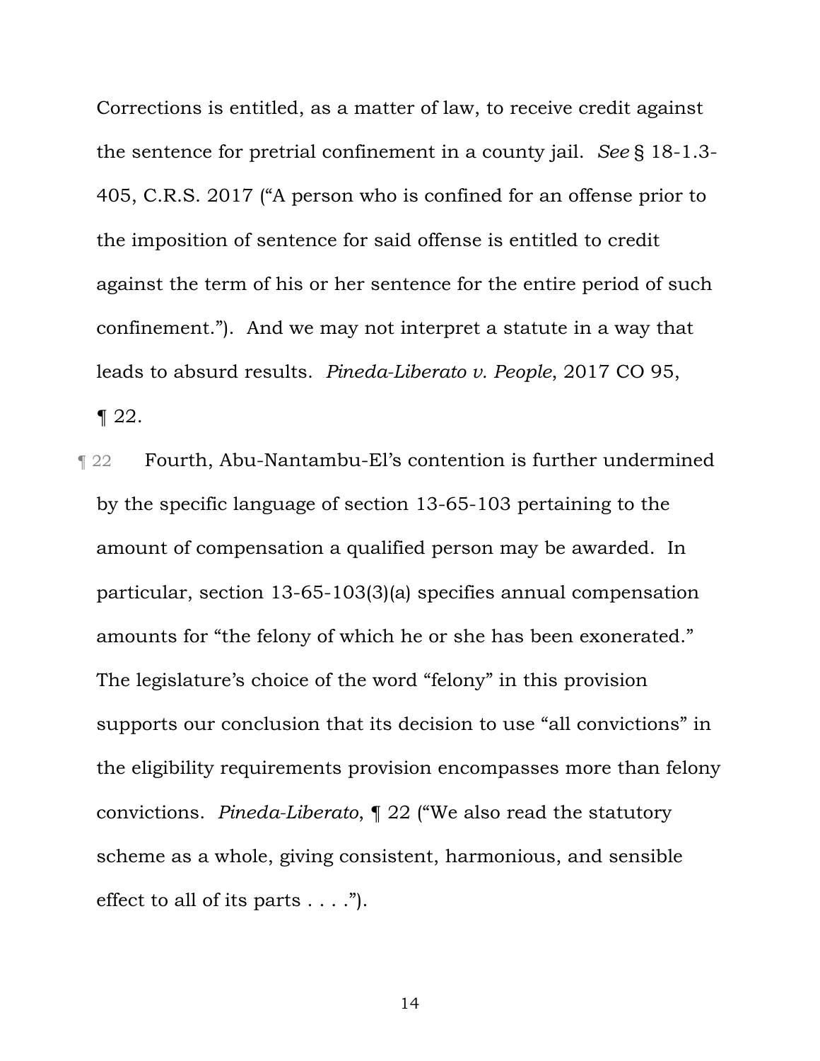Corrections is entitled, as a matter of law, to receive credit against the sentence for pretrial confinement in a county jail. *See* § 18-1.3-405, C.R.S. 2017 ("A person who is confined for an offense prior to the imposition of sentence for said offense is entitled to credit against the term of his or her sentence for the entire period of such confinement."). And we may not interpret a statute in a way that leads to absurd results. *Pineda-Liberato v. People*, 2017 CO 95, ¶ 22.

¶ 22 Fourth, Abu-Nantambu-El's contention is further undermined by the specific language of section 13-65-103 pertaining to the amount of compensation a qualified person may be awarded. In particular, section 13-65-103(3)(a) specifies annual compensation amounts for "the felony of which he or she has been exonerated." The legislature's choice of the word "felony" in this provision supports our conclusion that its decision to use "all convictions" in the eligibility requirements provision encompasses more than felony convictions. *Pineda-Liberato*, ¶ 22 ("We also read the statutory scheme as a whole, giving consistent, harmonious, and sensible effect to all of its parts . . . .").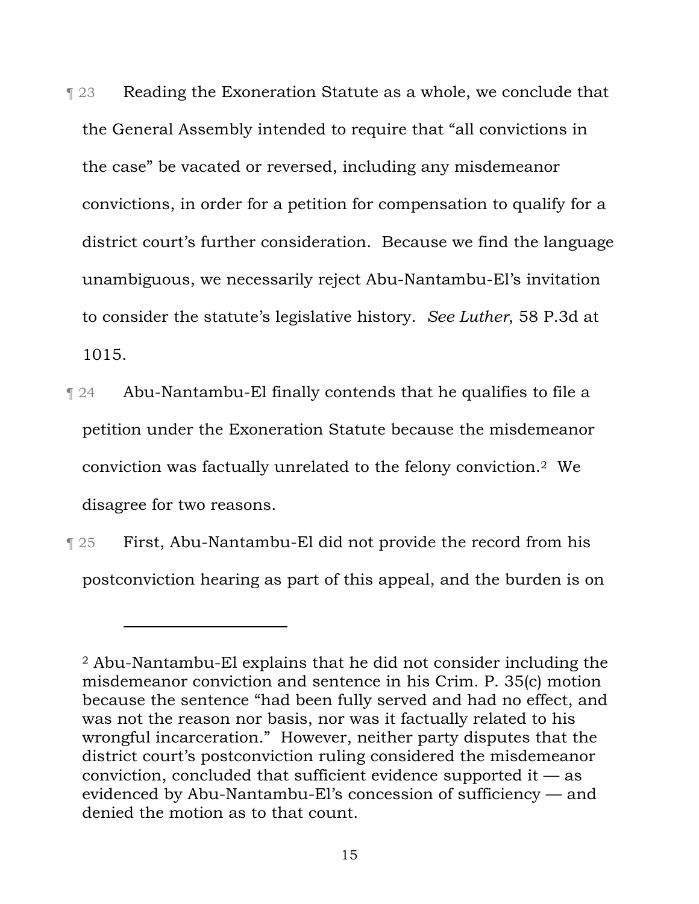¶ 23 Reading the Exoneration Statute as a whole, we conclude that the General Assembly intended to require that "all convictions in the case" be vacated or reversed, including any misdemeanor convictions, in order for a petition for compensation to qualify for a district court's further consideration. Because we find the language unambiguous, we necessarily reject Abu-Nantambu-El's invitation to consider the statute's legislative history. *See Luther*, 58 P.3d at 1015.

¶ 24 Abu-Nantambu-El finally contends that he qualifies to file a petition under the Exoneration Statute because the misdemeanor conviction was factually unrelated to the felony conviction.[2] We disagree for two reasons.

¶ 25 First, Abu-Nantambu-El did not provide the record from his postconviction hearing as part of this appeal, and the burden is on

---

[2] Abu-Nantambu-El explains that he did not consider including the misdemeanor conviction and sentence in his Crim. P. 35(c) motion because the sentence "had been fully served and had no effect, and was not the reason nor basis, nor was it factually related to his wrongful incarceration." However, neither party disputes that the district court's postconviction ruling considered the misdemeanor conviction, concluded that sufficient evidence supported it — as evidenced by Abu-Nantambu-El's concession of sufficiency — and denied the motion as to that count.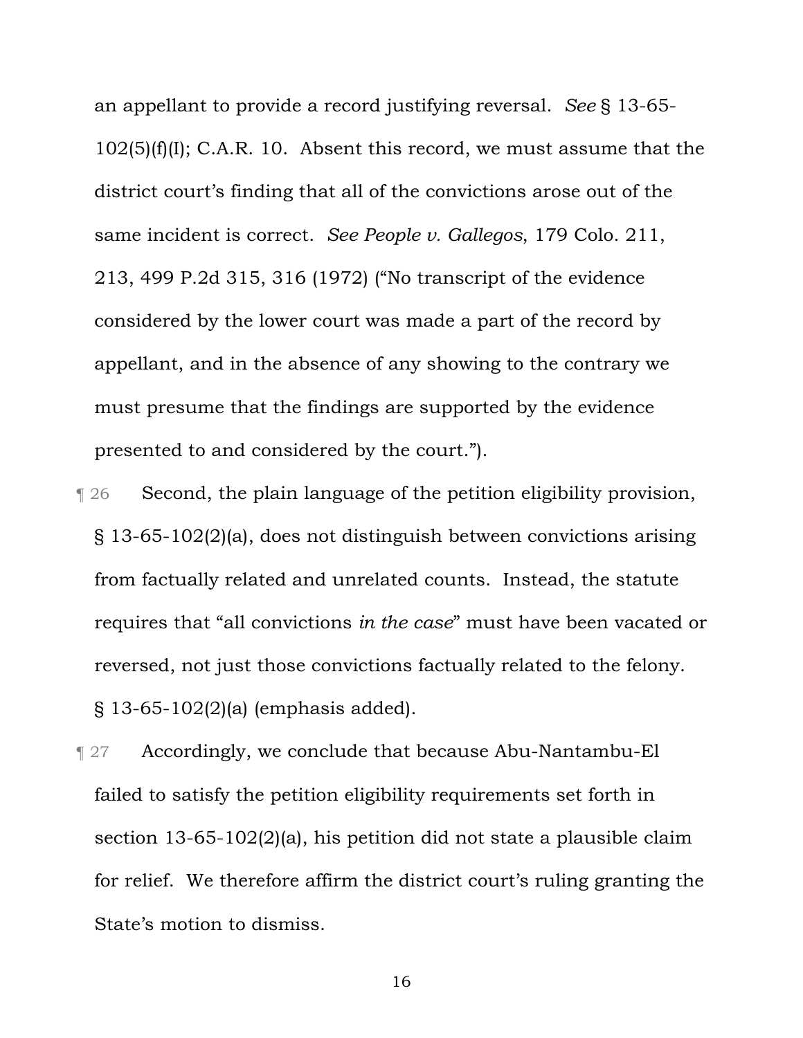an appellant to provide a record justifying reversal. *See* § 13-65-102(5)(f)(I); C.A.R. 10. Absent this record, we must assume that the district court's finding that all of the convictions arose out of the same incident is correct. *See People v. Gallegos*, 179 Colo. 211, 213, 499 P.2d 315, 316 (1972) ("No transcript of the evidence considered by the lower court was made a part of the record by appellant, and in the absence of any showing to the contrary we must presume that the findings are supported by the evidence presented to and considered by the court.").

¶ 26 Second, the plain language of the petition eligibility provision, § 13-65-102(2)(a), does not distinguish between convictions arising from factually related and unrelated counts. Instead, the statute requires that "all convictions *in the case*" must have been vacated or reversed, not just those convictions factually related to the felony. § 13-65-102(2)(a) (emphasis added).

¶ 27 Accordingly, we conclude that because Abu-Nantambu-El failed to satisfy the petition eligibility requirements set forth in section 13-65-102(2)(a), his petition did not state a plausible claim for relief. We therefore affirm the district court's ruling granting the State's motion to dismiss.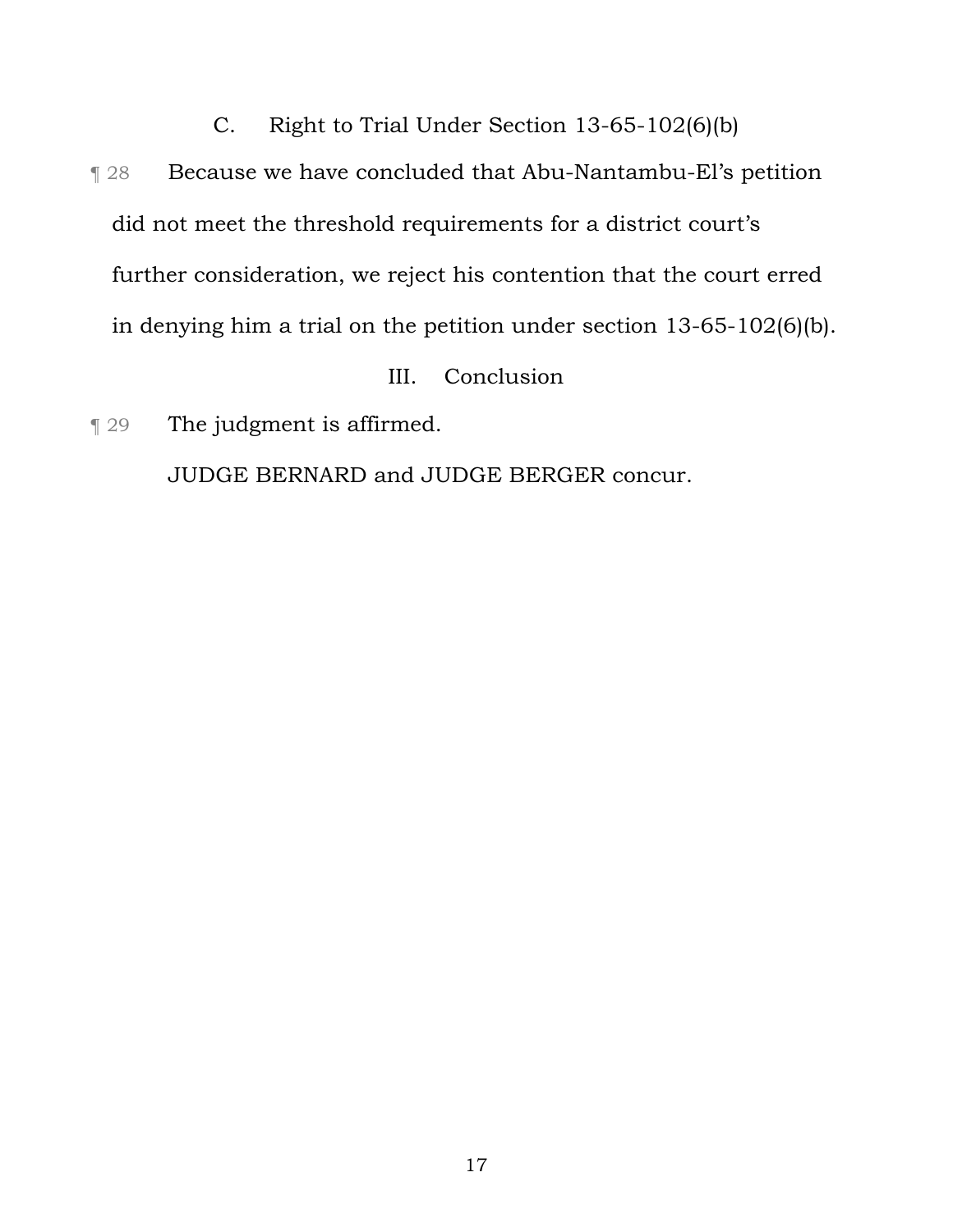### C. Right to Trial Under Section 13-65-102(6)(b)

¶ 28 Because we have concluded that Abu-Nantambu-El's petition did not meet the threshold requirements for a district court's further consideration, we reject his contention that the court erred in denying him a trial on the petition under section 13-65-102(6)(b).

## III. Conclusion

¶ 29 The judgment is affirmed.

JUDGE BERNARD and JUDGE BERGER concur.